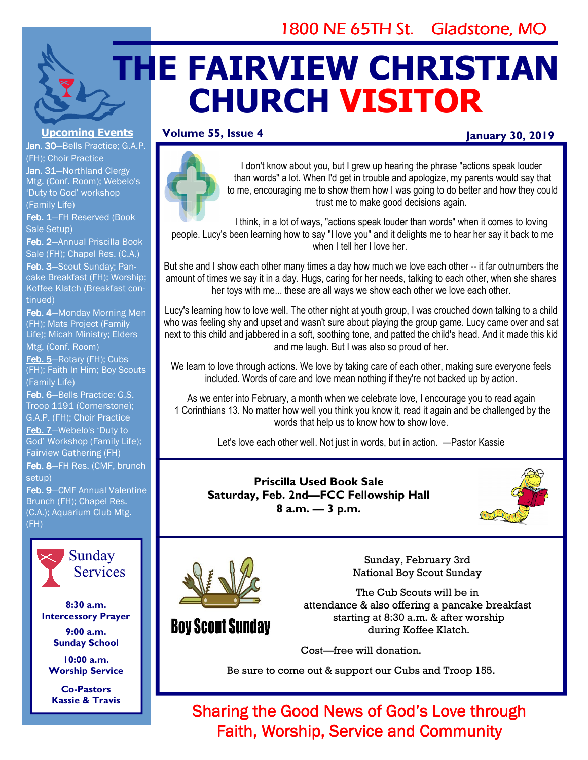1800 NE 65TH St. Gladstone, MO

# THE FAIRVIEW CHRISTIAN CHURCH VISITOR

**Volume 55, Issue 4** **January 30, 2019**

I don't know about you, but I grew up hearing the phrase "actions speak louder than words" a lot. When I'd get in trouble and apologize, my parents would say that to me, encouraging me to show them how I was going to do better and how they could trust me to make good decisions again.

I think, in a lot of ways, "actions speak louder than words" when it comes to loving people. Lucy's been learning how to say "I love you" and it delights me to hear her say it back to me when I tell her I love her.

But she and I show each other many times a day how much we love each other -- it far outnumbers the amount of times we say it in a day. Hugs, caring for her needs, talking to each other, when she shares her toys with me... these are all ways we show each other we love each other.

Lucy's learning how to love well. The other night at youth group, I was crouched down talking to a child who was feeling shy and upset and wasn't sure about playing the group game. Lucy came over and sat next to this child and jabbered in a soft, soothing tone, and patted the child's head. And it made this kid and me laugh. But I was also so proud of her.

We learn to love through actions. We love by taking care of each other, making sure everyone feels included. Words of care and love mean nothing if they're not backed up by action.

As we enter into February, a month when we celebrate love, I encourage you to read again 1 Corinthians 13. No matter how well you think you know it, read it again and be challenged by the words that help us to know how to show love.

Let's love each other well. Not just in words, but in action. —Pastor Kassie

**Priscilla Used Book Sale**
**Saturday, Feb. 2nd—FCC Fellowship Hall**
**8 a.m. — 3 p.m.**

## Boy Scout Sunday

Sunday, February 3rd
National Boy Scout Sunday

The Cub Scouts will be in attendance & also offering a pancake breakfast starting at 8:30 a.m. & after worship during Koffee Klatch.

Cost—free will donation.

Be sure to come out & support our Cubs and Troop 155.

## Upcoming Events

**Jan. 30**—Bells Practice; G.A.P. (FH); Choir Practice

**Jan. 31**—Northland Clergy Mtg. (Conf. Room); Webelo's 'Duty to God' workshop (Family Life)

**Feb. 1**—FH Reserved (Book Sale Setup)

**Feb. 2**—Annual Priscilla Book Sale (FH); Chapel Res. (C.A.)

**Feb. 3**—Scout Sunday; Pancake Breakfast (FH); Worship; Koffee Klatch (Breakfast continued)

**Feb. 4**—Monday Morning Men (FH); Mats Project (Family Life); Micah Ministry; Elders Mtg. (Conf. Room)

**Feb. 5**—Rotary (FH); Cubs (FH); Faith In Him; Boy Scouts (Family Life)

**Feb. 6**—Bells Practice; G.S. Troop 1191 (Cornerstone); G.A.P. (FH); Choir Practice

**Feb. 7**—Webelo's 'Duty to God' Workshop (Family Life); Fairview Gathering (FH)

**Feb. 8**—FH Res. (CMF, brunch setup)

**Feb. 9**—CMF Annual Valentine Brunch (FH); Chapel Res. (C.A.); Aquarium Club Mtg. (FH)

## Sunday Services

**8:30 a.m.**
**Intercessory Prayer**

**9:00 a.m.**
**Sunday School**

**10:00 a.m.**
**Worship Service**

**Co-Pastors**
**Kassie & Travis**

Sharing the Good News of God's Love through Faith, Worship, Service and Community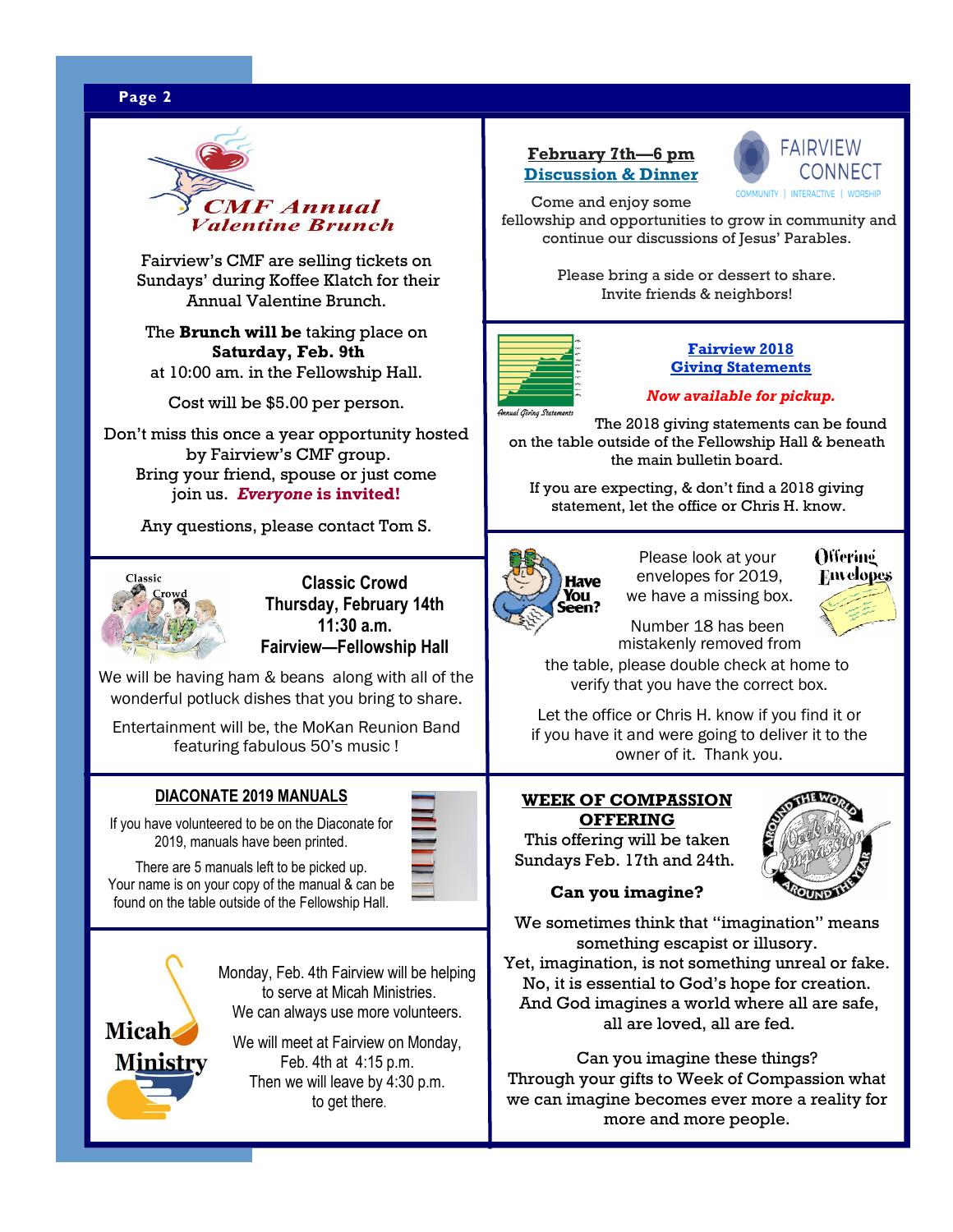## CMF Annual Valentine Brunch

Fairview's CMF are selling tickets on Sundays' during Koffee Klatch for their Annual Valentine Brunch.

The **Brunch will be** taking place on **Saturday, Feb. 9th** at 10:00 am. in the Fellowship Hall.

Cost will be $5.00 per person.

Don't miss this once a year opportunity hosted by Fairview's CMF group. Bring your friend, spouse or just come join us. ***Everyone* is invited!**

Any questions, please contact Tom S.

## Classic Crowd
**Thursday, February 14th**
**11:30 a.m.**
**Fairview—Fellowship Hall**

We will be having ham & beans along with all of the wonderful potluck dishes that you bring to share.

Entertainment will be, the MoKan Reunion Band featuring fabulous 50's music !

## DIACONATE 2019 MANUALS

If you have volunteered to be on the Diaconate for 2019, manuals have been printed.

There are 5 manuals left to be picked up. Your name is on your copy of the manual & can be found on the table outside of the Fellowship Hall.

## Micah Ministry

Monday, Feb. 4th Fairview will be helping to serve at Micah Ministries. We can always use more volunteers.

We will meet at Fairview on Monday, Feb. 4th at 4:15 p.m. Then we will leave by 4:30 p.m. to get there.

## February 7th—6 pm
## Discussion & Dinner

FAIRVIEW CONNECT
COMMUNITY | INTERACTIVE | WORSHIP

Come and enjoy some fellowship and opportunities to grow in community and continue our discussions of Jesus' Parables.

Please bring a side or dessert to share. Invite friends & neighbors!

## Fairview 2018 Giving Statements

***Now available for pickup.***

The 2018 giving statements can be found on the table outside of the Fellowship Hall & beneath the main bulletin board.

If you are expecting, & don't find a 2018 giving statement, let the office or Chris H. know.

## Have You Seen? Offering Envelopes

Please look at your envelopes for 2019, we have a missing box.

Number 18 has been mistakenly removed from the table, please double check at home to verify that you have the correct box.

Let the office or Chris H. know if you find it or if you have it and were going to deliver it to the owner of it. Thank you.

## WEEK OF COMPASSION OFFERING

This offering will be taken Sundays Feb. 17th and 24th.

**Can you imagine?**

We sometimes think that "imagination" means something escapist or illusory.
Yet, imagination, is not something unreal or fake.
No, it is essential to God's hope for creation.
And God imagines a world where all are safe, all are loved, all are fed.

Can you imagine these things?
Through your gifts to Week of Compassion what we can imagine becomes ever more a reality for more and more people.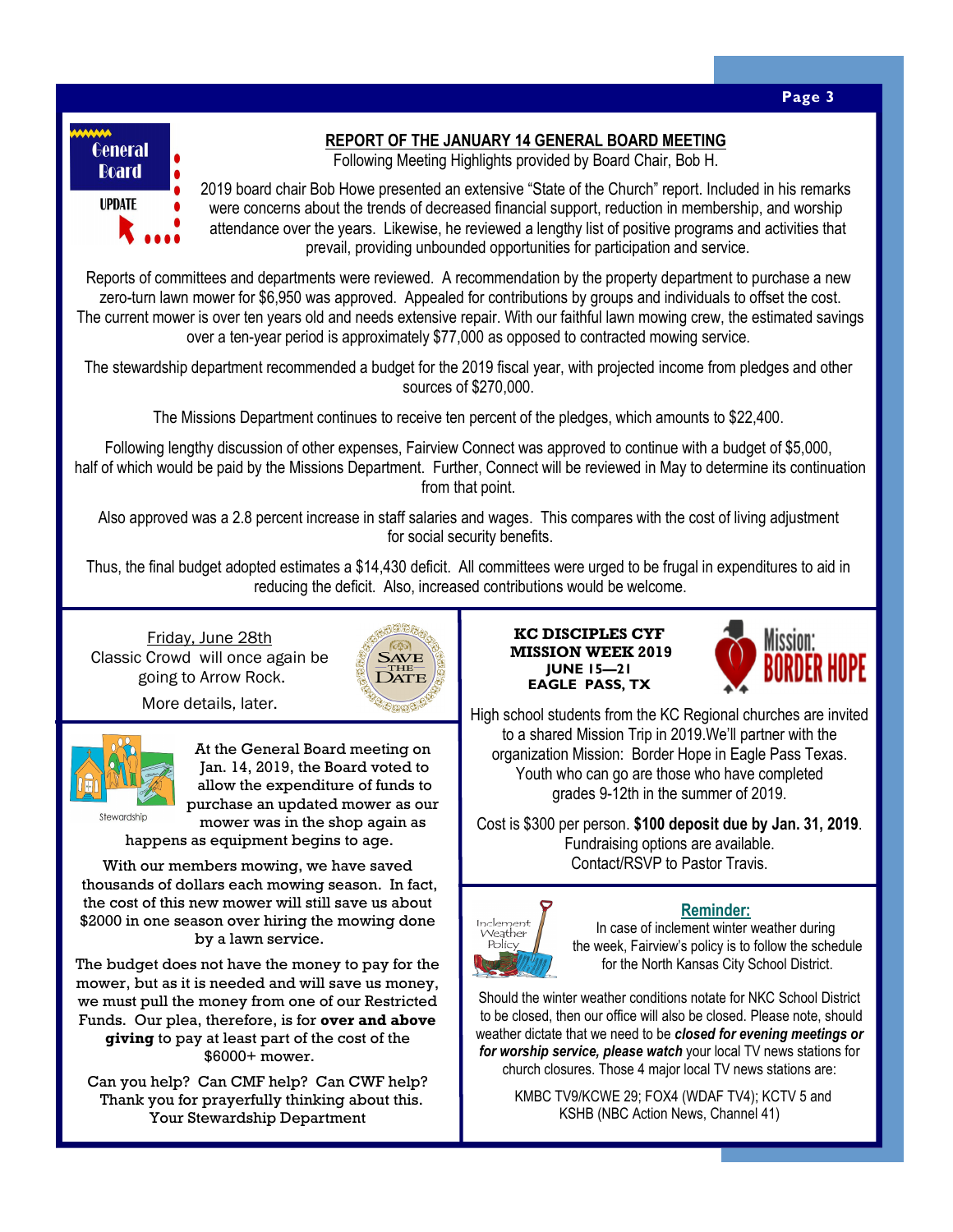## REPORT OF THE JANUARY 14 GENERAL BOARD MEETING

Following Meeting Highlights provided by Board Chair, Bob H.

2019 board chair Bob Howe presented an extensive "State of the Church" report. Included in his remarks were concerns about the trends of decreased financial support, reduction in membership, and worship attendance over the years. Likewise, he reviewed a lengthy list of positive programs and activities that prevail, providing unbounded opportunities for participation and service.

Reports of committees and departments were reviewed. A recommendation by the property department to purchase a new zero-turn lawn mower for $6,950 was approved. Appealed for contributions by groups and individuals to offset the cost. The current mower is over ten years old and needs extensive repair. With our faithful lawn mowing crew, the estimated savings over a ten-year period is approximately $77,000 as opposed to contracted mowing service.

The stewardship department recommended a budget for the 2019 fiscal year, with projected income from pledges and other sources of $270,000.

The Missions Department continues to receive ten percent of the pledges, which amounts to $22,400.

Following lengthy discussion of other expenses, Fairview Connect was approved to continue with a budget of $5,000, half of which would be paid by the Missions Department. Further, Connect will be reviewed in May to determine its continuation from that point.

Also approved was a 2.8 percent increase in staff salaries and wages. This compares with the cost of living adjustment for social security benefits.

Thus, the final budget adopted estimates a $14,430 deficit. All committees were urged to be frugal in expenditures to aid in reducing the deficit. Also, increased contributions would be welcome.

---

Friday, June 28th

Classic Crowd will once again be going to Arrow Rock.

More details, later.

---

At the General Board meeting on Jan. 14, 2019, the Board voted to allow the expenditure of funds to purchase an updated mower as our mower was in the shop again as happens as equipment begins to age.

With our members mowing, we have saved thousands of dollars each mowing season. In fact, the cost of this new mower will still save us about $2000 in one season over hiring the mowing done by a lawn service.

The budget does not have the money to pay for the mower, but as it is needed and will save us money, we must pull the money from one of our Restricted Funds. Our plea, therefore, is for **over and above giving** to pay at least part of the cost of the $6000+ mower.

Can you help? Can CMF help? Can CWF help?
Thank you for prayerfully thinking about this.
Your Stewardship Department

---

**KC DISCIPLES CYF MISSION WEEK 2019**
**JUNE 15—21**
**EAGLE PASS, TX**

High school students from the KC Regional churches are invited to a shared Mission Trip in 2019.We'll partner with the organization Mission: Border Hope in Eagle Pass Texas. Youth who can go are those who have completed grades 9-12th in the summer of 2019.

Cost is $300 per person. **$100 deposit due by Jan. 31, 2019**. Fundraising options are available. Contact/RSVP to Pastor Travis.

---

### Reminder:

In case of inclement winter weather during the week, Fairview's policy is to follow the schedule for the North Kansas City School District.

Should the winter weather conditions notate for NKC School District to be closed, then our office will also be closed. Please note, should weather dictate that we need to be ***closed for evening meetings or for worship service, please watch*** your local TV news stations for church closures. Those 4 major local TV news stations are:

KMBC TV9/KCWE 29; FOX4 (WDAF TV4); KCTV 5 and KSHB (NBC Action News, Channel 41)